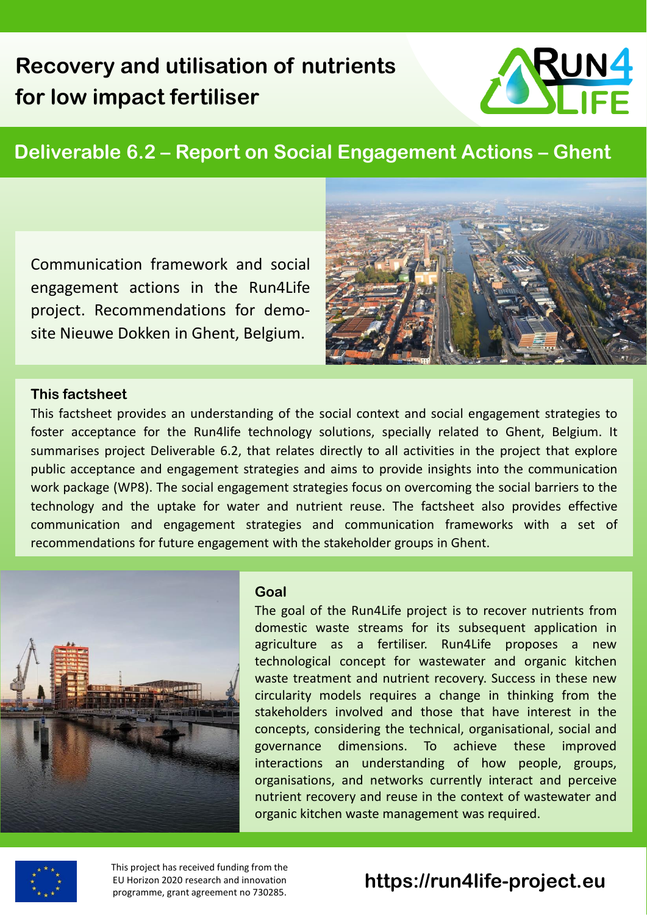# Recovery and utilisation of nutrients for low impact fertiliser

## Deliverable 6.2 – Report on Social Engagement Actions – Ghent

Communication framework and social engagement actions in the Run4Life project. Recommendations for demo-site Nieuwe Dokken in Ghent, Belgium.

### This factsheet

This factsheet provides an understanding of the social context and social engagement strategies to foster acceptance for the Run4life technology solutions, specially related to Ghent, Belgium. It summarises project Deliverable 6.2, that relates directly to all activities in the project that explore public acceptance and engagement strategies and aims to provide insights into the communication work package (WP8). The social engagement strategies focus on overcoming the social barriers to the technology and the uptake for water and nutrient reuse. The factsheet also provides effective communication and engagement strategies and communication frameworks with a set of recommendations for future engagement with the stakeholder groups in Ghent.

### Goal

The goal of the Run4Life project is to recover nutrients from domestic waste streams for its subsequent application in agriculture as a fertiliser. Run4Life proposes a new technological concept for wastewater and organic kitchen waste treatment and nutrient recovery. Success in these new circularity models requires a change in thinking from the stakeholders involved and those that have interest in the concepts, considering the technical, organisational, social and governance dimensions. To achieve these improved interactions an understanding of how people, groups, organisations, and networks currently interact and perceive nutrient recovery and reuse in the context of wastewater and organic kitchen waste management was required.

This project has received funding from the EU Horizon 2020 research and innovation programme, grant agreement no 730285.

**https://run4life-project.eu**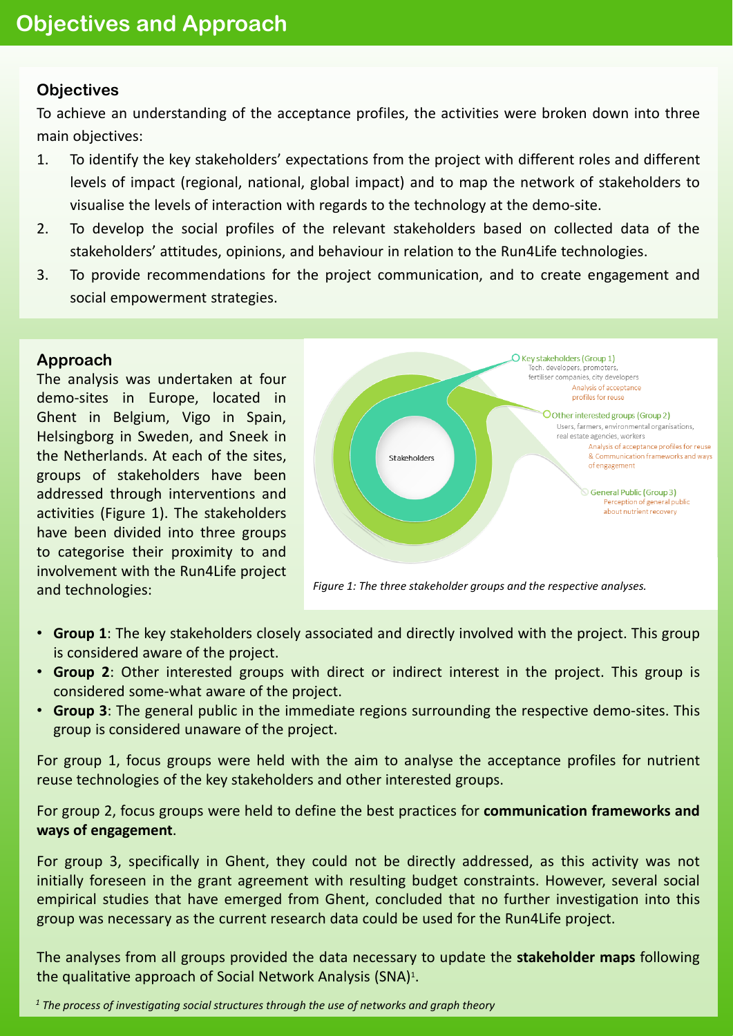# Objectives and Approach

## Objectives

To achieve an understanding of the acceptance profiles, the activities were broken down into three main objectives:

1. To identify the key stakeholders' expectations from the project with different roles and different levels of impact (regional, national, global impact) and to map the network of stakeholders to visualise the levels of interaction with regards to the technology at the demo-site.
2. To develop the social profiles of the relevant stakeholders based on collected data of the stakeholders' attitudes, opinions, and behaviour in relation to the Run4Life technologies.
3. To provide recommendations for the project communication, and to create engagement and social empowerment strategies.

## Approach

The analysis was undertaken at four demo-sites in Europe, located in Ghent in Belgium, Vigo in Spain, Helsingborg in Sweden, and Sneek in the Netherlands. At each of the sites, groups of stakeholders have been addressed through interventions and activities (Figure 1). The stakeholders have been divided into three groups to categorise their proximity to and involvement with the Run4Life project and technologies:

Stakeholders

Key stakeholders (Group 1)
Tech. developers, promoters, fertiliser companies, city developers
Analysis of acceptance profiles for reuse

Other interested groups (Group 2)
Users, farmers, environmental organisations, real estate agencies, workers
Analysis of acceptance profiles for reuse & Communication frameworks and ways of engagement

General Public (Group 3)
Perception of general public about nutrient recovery

*Figure 1: The three stakeholder groups and the respective analyses.*

- **Group 1**: The key stakeholders closely associated and directly involved with the project. This group is considered aware of the project.
- **Group 2**: Other interested groups with direct or indirect interest in the project. This group is considered some-what aware of the project.
- **Group 3**: The general public in the immediate regions surrounding the respective demo-sites. This group is considered unaware of the project.

For group 1, focus groups were held with the aim to analyse the acceptance profiles for nutrient reuse technologies of the key stakeholders and other interested groups.

For group 2, focus groups were held to define the best practices for **communication frameworks and ways of engagement**.

For group 3, specifically in Ghent, they could not be directly addressed, as this activity was not initially foreseen in the grant agreement with resulting budget constraints. However, several social empirical studies that have emerged from Ghent, concluded that no further investigation into this group was necessary as the current research data could be used for the Run4Life project.

The analyses from all groups provided the data necessary to update the **stakeholder maps** following the qualitative approach of Social Network Analysis (SNA)[1].

[1] *The process of investigating social structures through the use of networks and graph theory*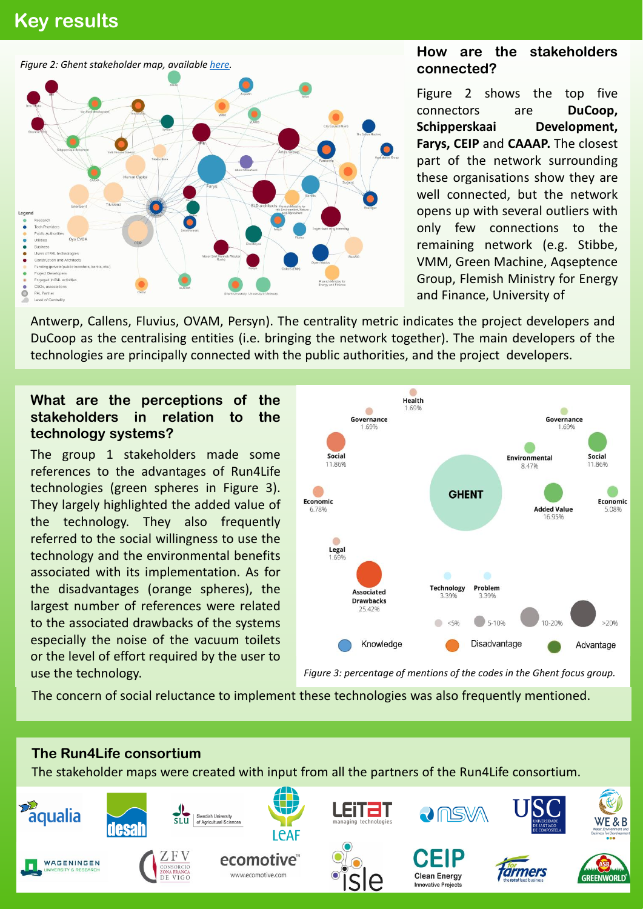## Key results

*Figure 2: Ghent stakeholder map, available here.*

### How are the stakeholders connected?

Figure 2 shows the top five connectors are **DuCoop, Schipperskaai Development, Farys, CEIP** and **CAAAP.** The closest part of the network surrounding these organisations show they are well connected, but the network opens up with several outliers with only few connections to the remaining network (e.g. Stibbe, VMM, Green Machine, Aqseptence Group, Flemish Ministry for Energy and Finance, University of Antwerp, Callens, Fluvius, OVAM, Persyn). The centrality metric indicates the project developers and DuCoop as the centralising entities (i.e. bringing the network together). The main developers of the technologies are principally connected with the public authorities, and the project developers.

### What are the perceptions of the stakeholders in relation to the technology systems?

The group 1 stakeholders made some references to the advantages of Run4Life technologies (green spheres in Figure 3). They largely highlighted the added value of the technology. They also frequently referred to the social willingness to use the technology and the environmental benefits associated with its implementation. As for the disadvantages (orange spheres), the largest number of references were related to the associated drawbacks of the systems especially the noise of the vacuum toilets or the level of effort required by the user to use the technology.

*Figure 3: percentage of mentions of the codes in the Ghent focus group.*

The concern of social reluctance to implement these technologies was also frequently mentioned.

### The Run4Life consortium

The stakeholder maps were created with input from all the partners of the Run4Life consortium.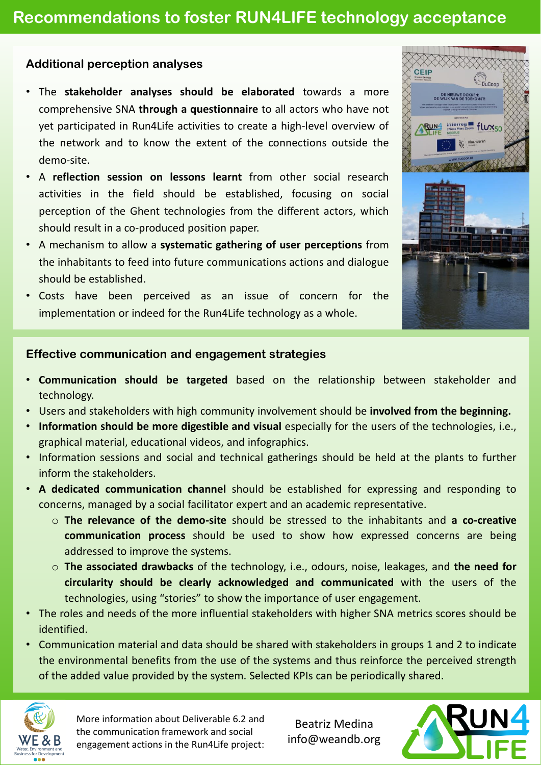# Recommendations to foster RUN4LIFE technology acceptance

## Additional perception analyses

- The **stakeholder analyses should be elaborated** towards a more comprehensive SNA **through a questionnaire** to all actors who have not yet participated in Run4Life activities to create a high-level overview of the network and to know the extent of the connections outside the demo-site.
- A **reflection session on lessons learnt** from other social research activities in the field should be established, focusing on social perception of the Ghent technologies from the different actors, which should result in a co-produced position paper.
- A mechanism to allow a **systematic gathering of user perceptions** from the inhabitants to feed into future communications actions and dialogue should be established.
- Costs have been perceived as an issue of concern for the implementation or indeed for the Run4Life technology as a whole.

## Effective communication and engagement strategies

- **Communication should be targeted** based on the relationship between stakeholder and technology.
- Users and stakeholders with high community involvement should be **involved from the beginning.**
- **Information should be more digestible and visual** especially for the users of the technologies, i.e., graphical material, educational videos, and infographics.
- Information sessions and social and technical gatherings should be held at the plants to further inform the stakeholders.
- **A dedicated communication channel** should be established for expressing and responding to concerns, managed by a social facilitator expert and an academic representative.
  - **The relevance of the demo-site** should be stressed to the inhabitants and **a co-creative communication process** should be used to show how expressed concerns are being addressed to improve the systems.
  - **The associated drawbacks** of the technology, i.e., odours, noise, leakages, and **the need for circularity should be clearly acknowledged and communicated** with the users of the technologies, using "stories" to show the importance of user engagement.
- The roles and needs of the more influential stakeholders with higher SNA metrics scores should be identified.
- Communication material and data should be shared with stakeholders in groups 1 and 2 to indicate the environmental benefits from the use of the systems and thus reinforce the perceived strength of the added value provided by the system. Selected KPIs can be periodically shared.

More information about Deliverable 6.2 and the communication framework and social engagement actions in the Run4Life project:

Beatriz Medina
info@weandb.org